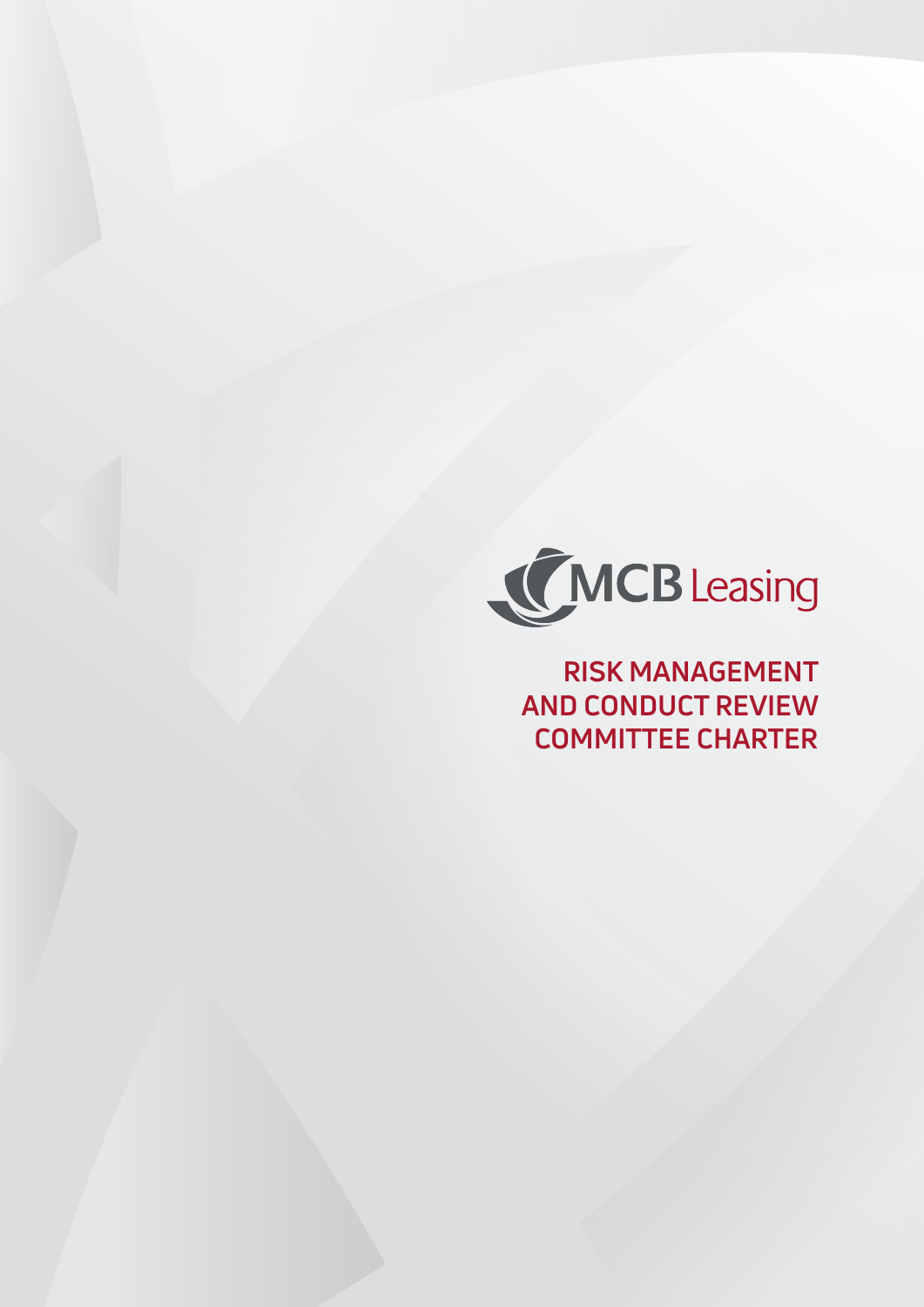MCB Leasing

# RISK MANAGEMENT AND CONDUCT REVIEW COMMITTEE CHARTER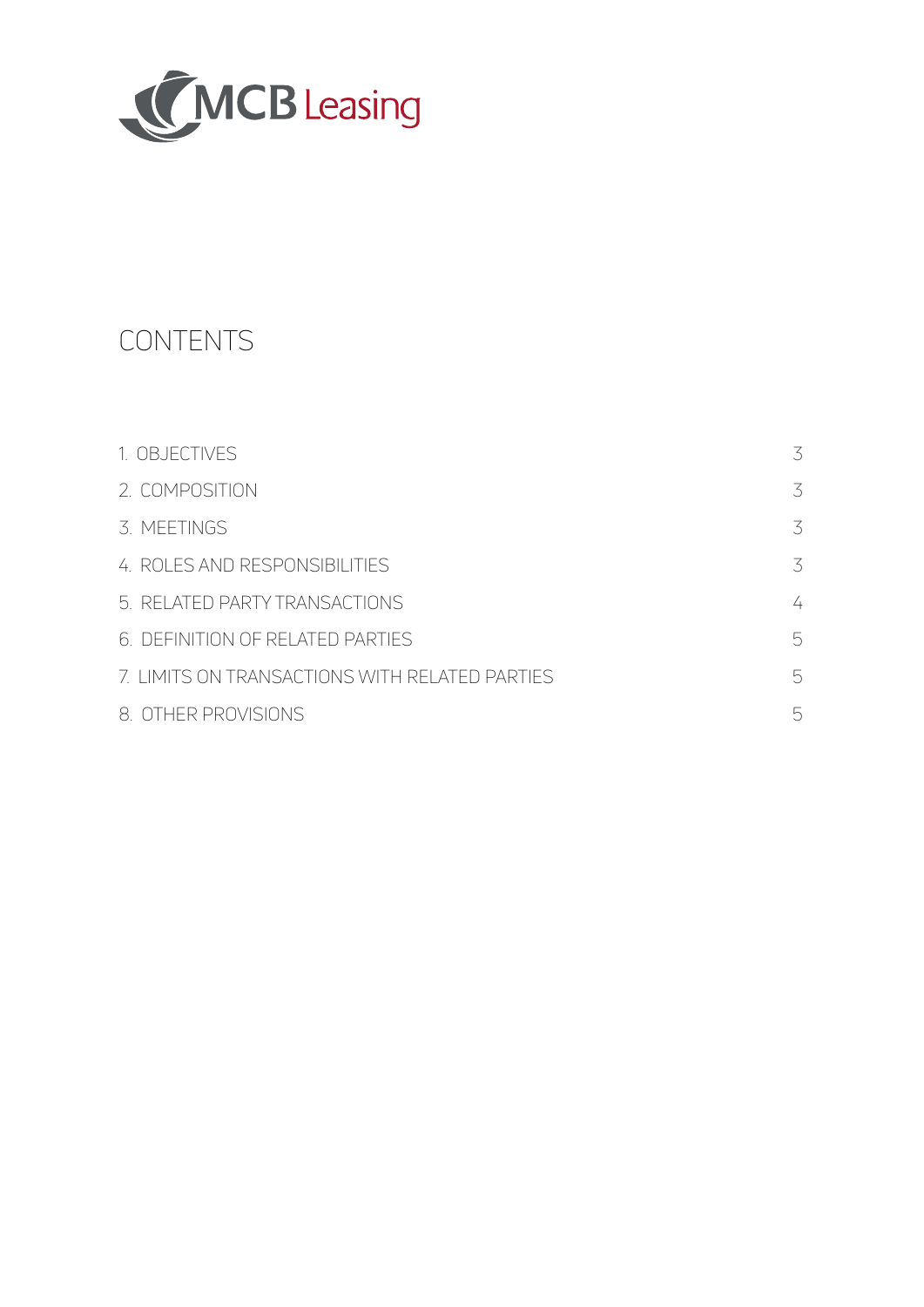MCB Leasing

# CONTENTS

| | |
|---|---|
| 1. OBJECTIVES | 3 |
| 2. COMPOSITION | 3 |
| 3. MEETINGS | 3 |
| 4. ROLES AND RESPONSIBILITIES | 3 |
| 5. RELATED PARTY TRANSACTIONS | 4 |
| 6. DEFINITION OF RELATED PARTIES | 5 |
| 7. LIMITS ON TRANSACTIONS WITH RELATED PARTIES | 5 |
| 8. OTHER PROVISIONS | 5 |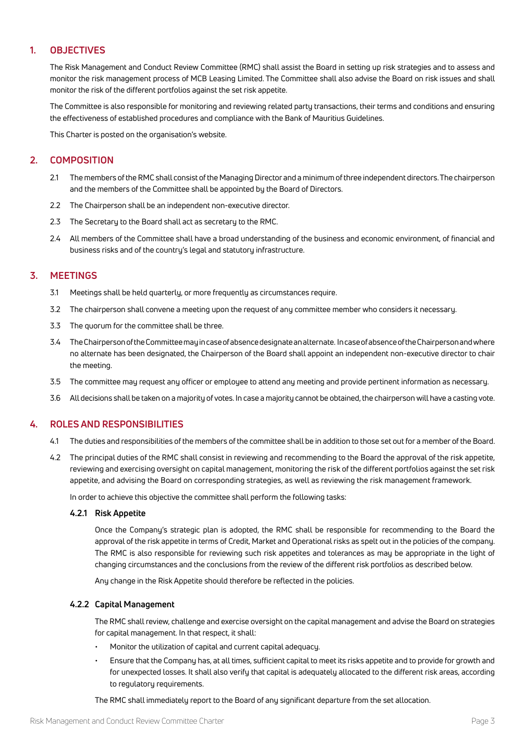## 1. OBJECTIVES

The Risk Management and Conduct Review Committee (RMC) shall assist the Board in setting up risk strategies and to assess and monitor the risk management process of MCB Leasing Limited. The Committee shall also advise the Board on risk issues and shall monitor the risk of the different portfolios against the set risk appetite.

The Committee is also responsible for monitoring and reviewing related party transactions, their terms and conditions and ensuring the effectiveness of established procedures and compliance with the Bank of Mauritius Guidelines.

This Charter is posted on the organisation's website.

## 2. COMPOSITION

2.1 The members of the RMC shall consist of the Managing Director and a minimum of three independent directors. The chairperson and the members of the Committee shall be appointed by the Board of Directors.

2.2 The Chairperson shall be an independent non-executive director.

2.3 The Secretary to the Board shall act as secretary to the RMC.

2.4 All members of the Committee shall have a broad understanding of the business and economic environment, of financial and business risks and of the country's legal and statutory infrastructure.

## 3. MEETINGS

3.1 Meetings shall be held quarterly, or more frequently as circumstances require.

3.2 The chairperson shall convene a meeting upon the request of any committee member who considers it necessary.

3.3 The quorum for the committee shall be three.

3.4 The Chairperson of the Committee may in case of absence designate an alternate. In case of absence of the Chairperson and where no alternate has been designated, the Chairperson of the Board shall appoint an independent non-executive director to chair the meeting.

3.5 The committee may request any officer or employee to attend any meeting and provide pertinent information as necessary.

3.6 All decisions shall be taken on a majority of votes. In case a majority cannot be obtained, the chairperson will have a casting vote.

## 4. ROLES AND RESPONSIBILITIES

4.1 The duties and responsibilities of the members of the committee shall be in addition to those set out for a member of the Board.

4.2 The principal duties of the RMC shall consist in reviewing and recommending to the Board the approval of the risk appetite, reviewing and exercising oversight on capital management, monitoring the risk of the different portfolios against the set risk appetite, and advising the Board on corresponding strategies, as well as reviewing the risk management framework.

In order to achieve this objective the committee shall perform the following tasks:

### 4.2.1 Risk Appetite

Once the Company's strategic plan is adopted, the RMC shall be responsible for recommending to the Board the approval of the risk appetite in terms of Credit, Market and Operational risks as spelt out in the policies of the company. The RMC is also responsible for reviewing such risk appetites and tolerances as may be appropriate in the light of changing circumstances and the conclusions from the review of the different risk portfolios as described below.

Any change in the Risk Appetite should therefore be reflected in the policies.

### 4.2.2 Capital Management

The RMC shall review, challenge and exercise oversight on the capital management and advise the Board on strategies for capital management. In that respect, it shall:

- Monitor the utilization of capital and current capital adequacy.
- Ensure that the Company has, at all times, sufficient capital to meet its risks appetite and to provide for growth and for unexpected losses. It shall also verify that capital is adequately allocated to the different risk areas, according to regulatory requirements.

The RMC shall immediately report to the Board of any significant departure from the set allocation.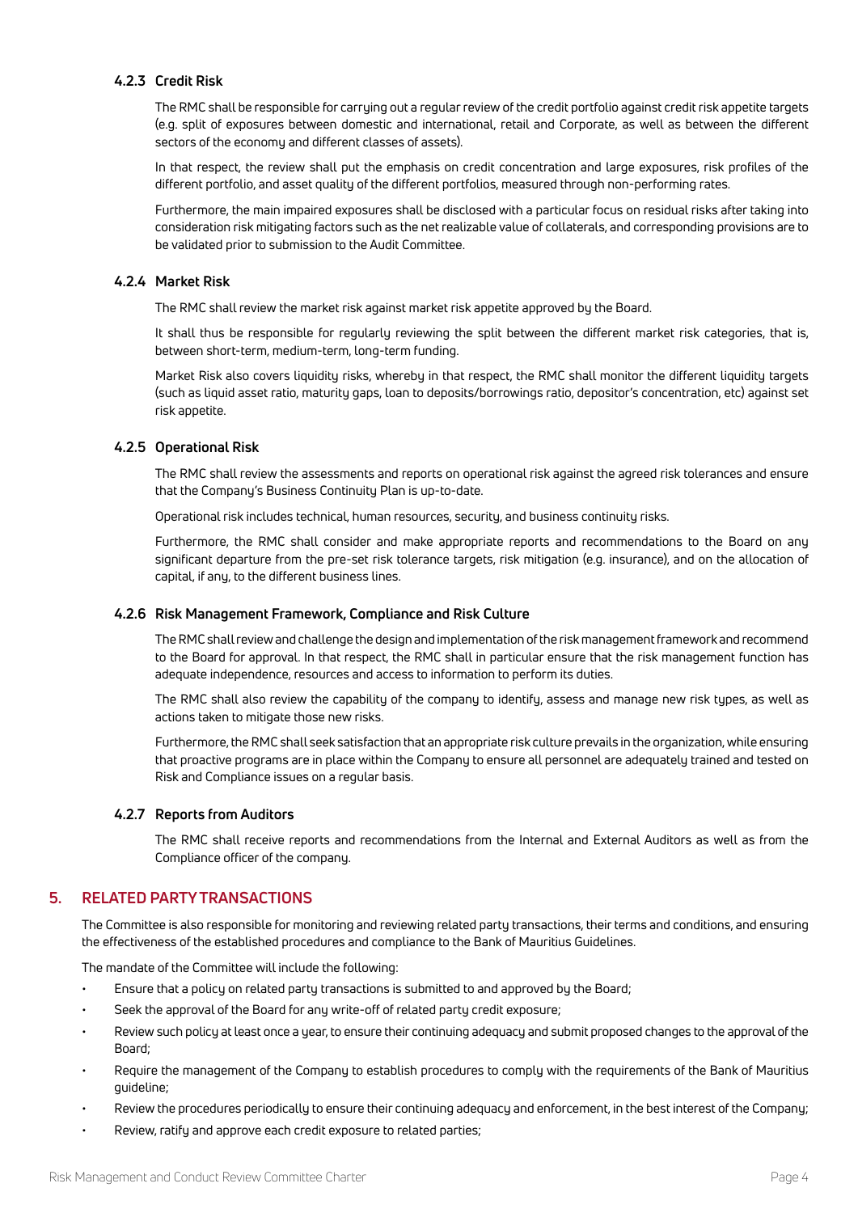#### 4.2.3 Credit Risk

The RMC shall be responsible for carrying out a regular review of the credit portfolio against credit risk appetite targets (e.g. split of exposures between domestic and international, retail and Corporate, as well as between the different sectors of the economy and different classes of assets).

In that respect, the review shall put the emphasis on credit concentration and large exposures, risk profiles of the different portfolio, and asset quality of the different portfolios, measured through non-performing rates.

Furthermore, the main impaired exposures shall be disclosed with a particular focus on residual risks after taking into consideration risk mitigating factors such as the net realizable value of collaterals, and corresponding provisions are to be validated prior to submission to the Audit Committee.

#### 4.2.4 Market Risk

The RMC shall review the market risk against market risk appetite approved by the Board.

It shall thus be responsible for regularly reviewing the split between the different market risk categories, that is, between short-term, medium-term, long-term funding.

Market Risk also covers liquidity risks, whereby in that respect, the RMC shall monitor the different liquidity targets (such as liquid asset ratio, maturity gaps, loan to deposits/borrowings ratio, depositor's concentration, etc) against set risk appetite.

#### 4.2.5 Operational Risk

The RMC shall review the assessments and reports on operational risk against the agreed risk tolerances and ensure that the Company's Business Continuity Plan is up-to-date.

Operational risk includes technical, human resources, security, and business continuity risks.

Furthermore, the RMC shall consider and make appropriate reports and recommendations to the Board on any significant departure from the pre-set risk tolerance targets, risk mitigation (e.g. insurance), and on the allocation of capital, if any, to the different business lines.

#### 4.2.6 Risk Management Framework, Compliance and Risk Culture

The RMC shall review and challenge the design and implementation of the risk management framework and recommend to the Board for approval. In that respect, the RMC shall in particular ensure that the risk management function has adequate independence, resources and access to information to perform its duties.

The RMC shall also review the capability of the company to identify, assess and manage new risk types, as well as actions taken to mitigate those new risks.

Furthermore, the RMC shall seek satisfaction that an appropriate risk culture prevails in the organization, while ensuring that proactive programs are in place within the Company to ensure all personnel are adequately trained and tested on Risk and Compliance issues on a regular basis.

#### 4.2.7 Reports from Auditors

The RMC shall receive reports and recommendations from the Internal and External Auditors as well as from the Compliance officer of the company.

## 5. RELATED PARTY TRANSACTIONS

The Committee is also responsible for monitoring and reviewing related party transactions, their terms and conditions, and ensuring the effectiveness of the established procedures and compliance to the Bank of Mauritius Guidelines.

The mandate of the Committee will include the following:

- Ensure that a policy on related party transactions is submitted to and approved by the Board;
- Seek the approval of the Board for any write-off of related party credit exposure;
- Review such policy at least once a year, to ensure their continuing adequacy and submit proposed changes to the approval of the Board;
- Require the management of the Company to establish procedures to comply with the requirements of the Bank of Mauritius guideline;
- Review the procedures periodically to ensure their continuing adequacy and enforcement, in the best interest of the Company;
- Review, ratify and approve each credit exposure to related parties;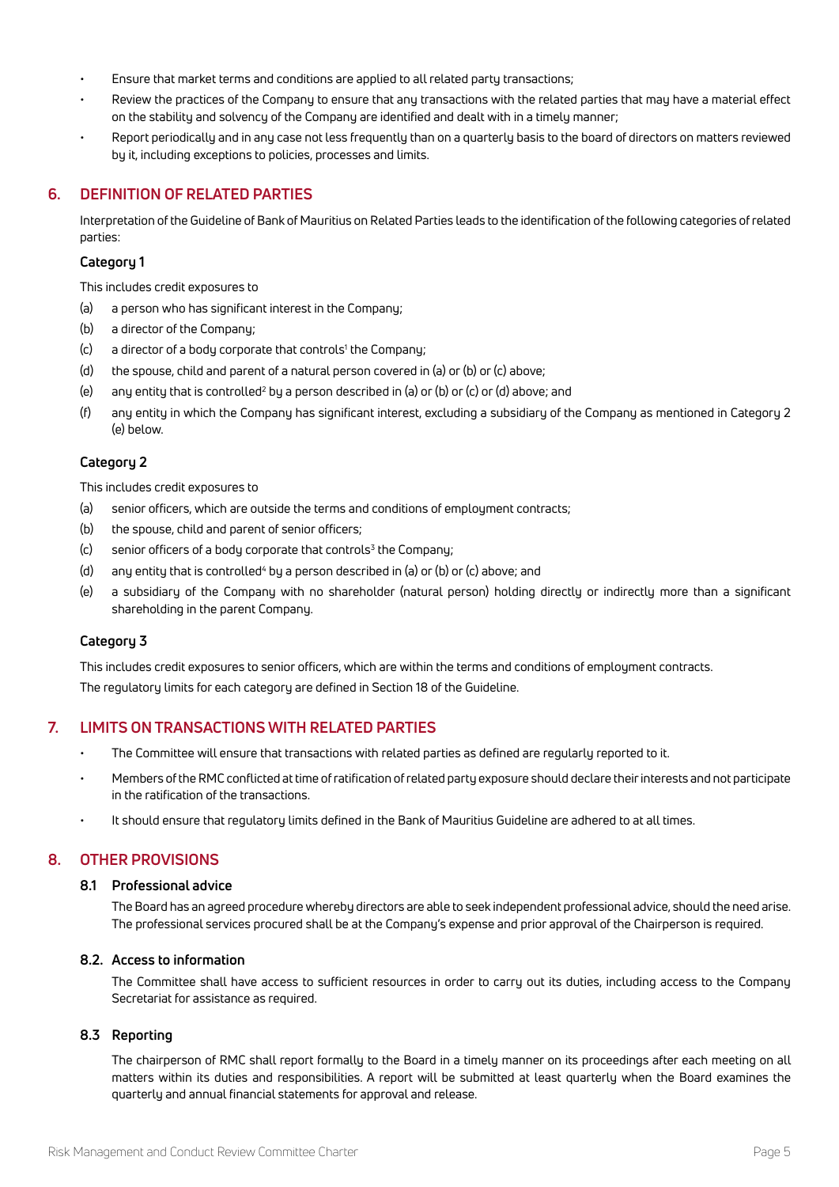- Ensure that market terms and conditions are applied to all related party transactions;
- Review the practices of the Company to ensure that any transactions with the related parties that may have a material effect on the stability and solvency of the Company are identified and dealt with in a timely manner;
- Report periodically and in any case not less frequently than on a quarterly basis to the board of directors on matters reviewed by it, including exceptions to policies, processes and limits.

## 6. DEFINITION OF RELATED PARTIES

Interpretation of the Guideline of Bank of Mauritius on Related Parties leads to the identification of the following categories of related parties:

### Category 1

This includes credit exposures to

(a) a person who has significant interest in the Company;

(b) a director of the Company;

(c) a director of a body corporate that controls[1] the Company;

(d) the spouse, child and parent of a natural person covered in (a) or (b) or (c) above;

(e) any entity that is controlled[2] by a person described in (a) or (b) or (c) or (d) above; and

(f) any entity in which the Company has significant interest, excluding a subsidiary of the Company as mentioned in Category 2 (e) below.

### Category 2

This includes credit exposures to

(a) senior officers, which are outside the terms and conditions of employment contracts;

(b) the spouse, child and parent of senior officers;

(c) senior officers of a body corporate that controls[3] the Company;

(d) any entity that is controlled[4] by a person described in (a) or (b) or (c) above; and

(e) a subsidiary of the Company with no shareholder (natural person) holding directly or indirectly more than a significant shareholding in the parent Company.

### Category 3

This includes credit exposures to senior officers, which are within the terms and conditions of employment contracts.

The regulatory limits for each category are defined in Section 18 of the Guideline.

## 7. LIMITS ON TRANSACTIONS WITH RELATED PARTIES

- The Committee will ensure that transactions with related parties as defined are regularly reported to it.
- Members of the RMC conflicted at time of ratification of related party exposure should declare their interests and not participate in the ratification of the transactions.
- It should ensure that regulatory limits defined in the Bank of Mauritius Guideline are adhered to at all times.

## 8. OTHER PROVISIONS

### 8.1 Professional advice

The Board has an agreed procedure whereby directors are able to seek independent professional advice, should the need arise. The professional services procured shall be at the Company's expense and prior approval of the Chairperson is required.

### 8.2. Access to information

The Committee shall have access to sufficient resources in order to carry out its duties, including access to the Company Secretariat for assistance as required.

### 8.3 Reporting

The chairperson of RMC shall report formally to the Board in a timely manner on its proceedings after each meeting on all matters within its duties and responsibilities. A report will be submitted at least quarterly when the Board examines the quarterly and annual financial statements for approval and release.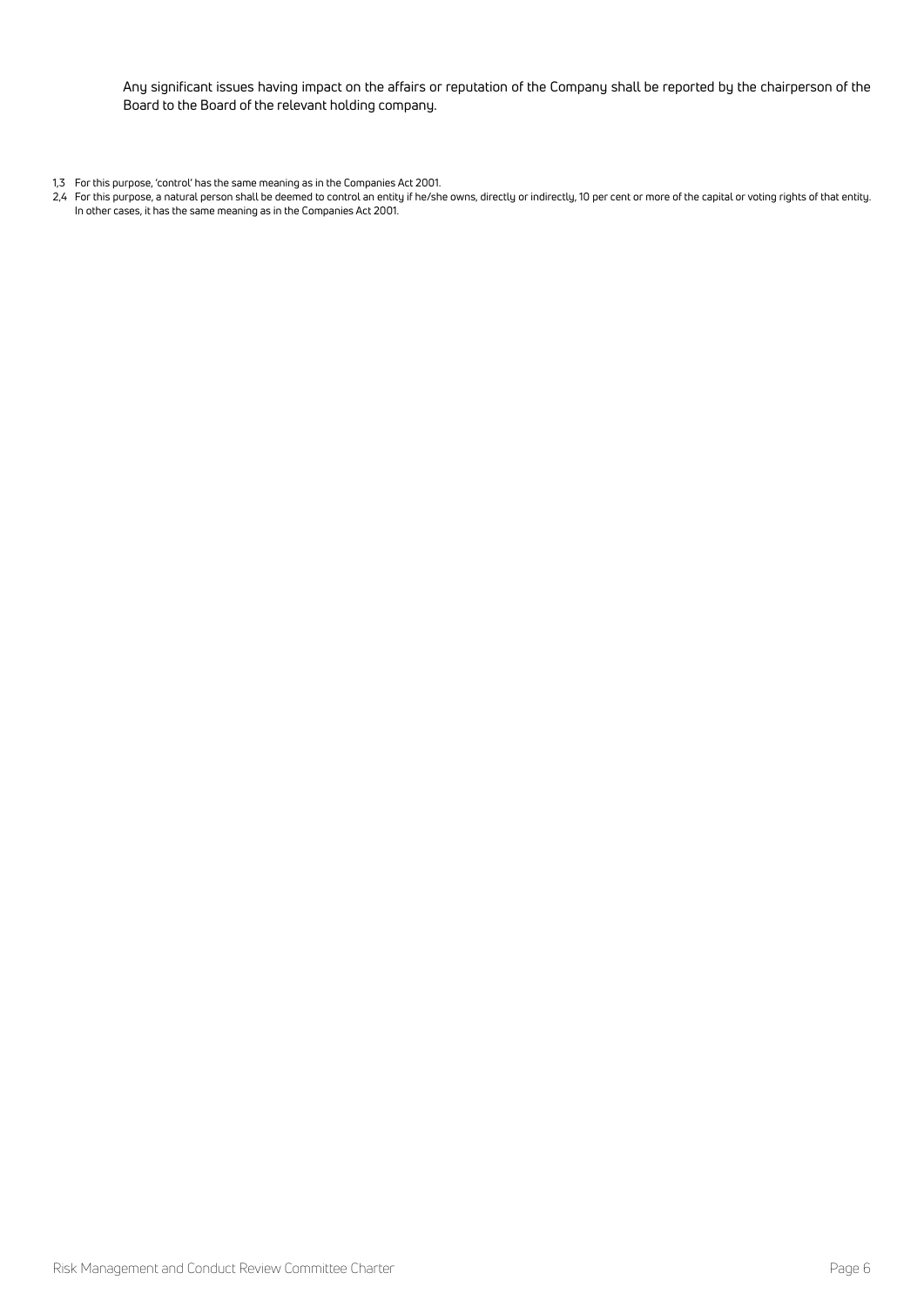Any significant issues having impact on the affairs or reputation of the Company shall be reported by the chairperson of the Board to the Board of the relevant holding company.

1,3 For this purpose, 'control' has the same meaning as in the Companies Act 2001.

2,4 For this purpose, a natural person shall be deemed to control an entity if he/she owns, directly or indirectly, 10 per cent or more of the capital or voting rights of that entity. In other cases, it has the same meaning as in the Companies Act 2001.